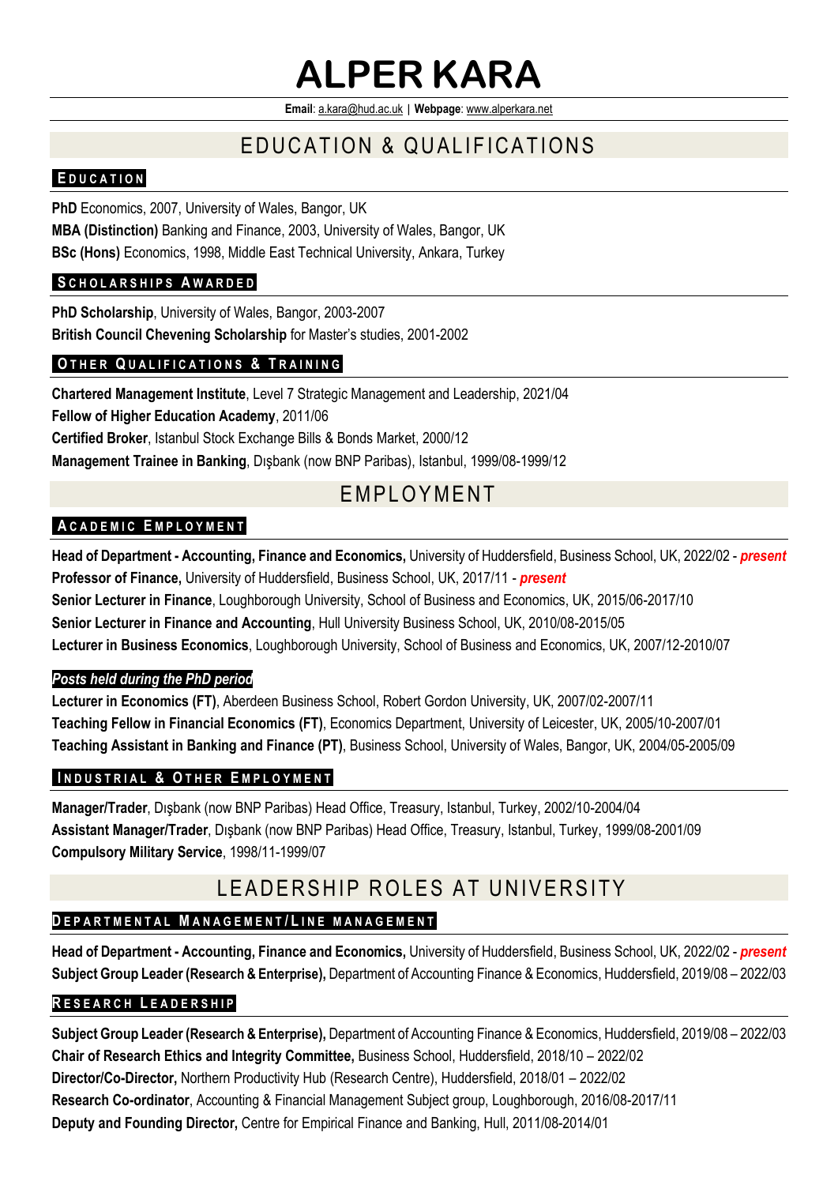# ALPER KARA

**Email**: a.kara@hud.ac.uk | **Webpage**: www.alperkara.net

## EDUCATION & QUALIFICATIONS

### EDUCATION

**PhD** Economics, 2007, University of Wales, Bangor, UK

**MBA (Distinction)** Banking and Finance, 2003, University of Wales, Bangor, UK

**BSc (Hons)** Economics, 1998, Middle East Technical University, Ankara, Turkey

### SCHOLARSHIPS AWARDED

**PhD Scholarship**, University of Wales, Bangor, 2003-2007

**British Council Chevening Scholarship** for Master's studies, 2001-2002

### OTHER QUALIFICATIONS & TRAINING

**Chartered Management Institute**, Level 7 Strategic Management and Leadership, 2021/04

**Fellow of Higher Education Academy**, 2011/06

**Certified Broker**, Istanbul Stock Exchange Bills & Bonds Market, 2000/12

**Management Trainee in Banking**, Dışbank (now BNP Paribas), Istanbul, 1999/08-1999/12

## EMPLOYMENT

### ACADEMIC EMPLOYMENT

**Head of Department - Accounting, Finance and Economics,** University of Huddersfield, Business School, UK, 2022/02 - ***present***

**Professor of Finance,** University of Huddersfield, Business School, UK, 2017/11 - ***present***

**Senior Lecturer in Finance**, Loughborough University, School of Business and Economics, UK, 2015/06-2017/10

**Senior Lecturer in Finance and Accounting**, Hull University Business School, UK, 2010/08-2015/05

**Lecturer in Business Economics**, Loughborough University, School of Business and Economics, UK, 2007/12-2010/07

***Posts held during the PhD period***

**Lecturer in Economics (FT)**, Aberdeen Business School, Robert Gordon University, UK, 2007/02-2007/11

**Teaching Fellow in Financial Economics (FT)**, Economics Department, University of Leicester, UK, 2005/10-2007/01

**Teaching Assistant in Banking and Finance (PT)**, Business School, University of Wales, Bangor, UK, 2004/05-2005/09

### INDUSTRIAL & OTHER EMPLOYMENT

**Manager/Trader**, Dışbank (now BNP Paribas) Head Office, Treasury, Istanbul, Turkey, 2002/10-2004/04

**Assistant Manager/Trader**, Dışbank (now BNP Paribas) Head Office, Treasury, Istanbul, Turkey, 1999/08-2001/09

**Compulsory Military Service**, 1998/11-1999/07

## LEADERSHIP ROLES AT UNIVERSITY

### DEPARTMENTAL MANAGEMENT/LINE MANAGEMENT

**Head of Department - Accounting, Finance and Economics,** University of Huddersfield, Business School, UK, 2022/02 - ***present***

**Subject Group Leader (Research & Enterprise),** Department of Accounting Finance & Economics, Huddersfield, 2019/08 – 2022/03

### RESEARCH LEADERSHIP

**Subject Group Leader (Research & Enterprise),** Department of Accounting Finance & Economics, Huddersfield, 2019/08 – 2022/03

**Chair of Research Ethics and Integrity Committee,** Business School, Huddersfield, 2018/10 – 2022/02

**Director/Co-Director,** Northern Productivity Hub (Research Centre), Huddersfield, 2018/01 – 2022/02

**Research Co-ordinator**, Accounting & Financial Management Subject group, Loughborough, 2016/08-2017/11

**Deputy and Founding Director,** Centre for Empirical Finance and Banking, Hull, 2011/08-2014/01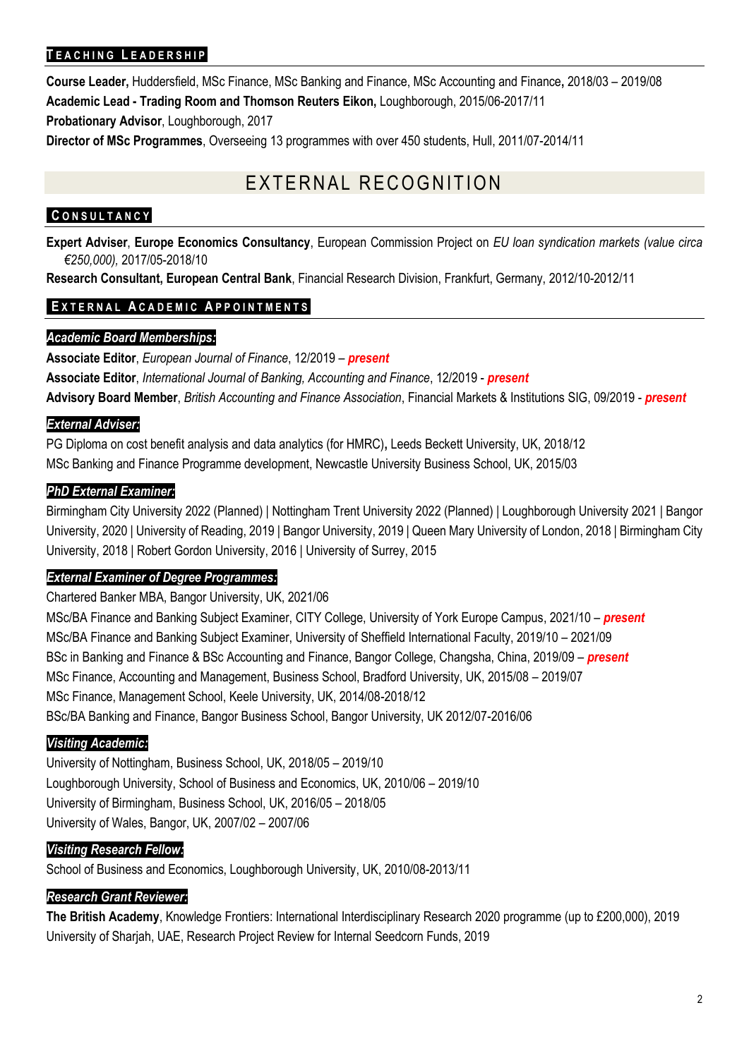### Teaching Leadership

**Course Leader,** Huddersfield, MSc Finance, MSc Banking and Finance, MSc Accounting and Finance**,** 2018/03 – 2019/08
**Academic Lead - Trading Room and Thomson Reuters Eikon,** Loughborough, 2015/06-2017/11
**Probationary Advisor**, Loughborough, 2017
**Director of MSc Programmes**, Overseeing 13 programmes with over 450 students, Hull, 2011/07-2014/11

## EXTERNAL RECOGNITION

### Consultancy

**Expert Adviser**, **Europe Economics Consultancy**, European Commission Project on *EU loan syndication markets (value circa €250,000),* 2017/05-2018/10
**Research Consultant, European Central Bank**, Financial Research Division, Frankfurt, Germany, 2012/10-2012/11

### External Academic Appointments

***Academic Board Memberships:***

**Associate Editor**, *European Journal of Finance*, 12/2019 – ***present***
**Associate Editor**, *International Journal of Banking, Accounting and Finance*, 12/2019 - ***present***
**Advisory Board Member**, *British Accounting and Finance Association*, Financial Markets & Institutions SIG, 09/2019 - ***present***

***External Adviser:***

PG Diploma on cost benefit analysis and data analytics (for HMRC)**,** Leeds Beckett University, UK, 2018/12
MSc Banking and Finance Programme development, Newcastle University Business School, UK, 2015/03

***PhD External Examiner:***

Birmingham City University 2022 (Planned) | Nottingham Trent University 2022 (Planned) | Loughborough University 2021 | Bangor University, 2020 | University of Reading, 2019 | Bangor University, 2019 | Queen Mary University of London, 2018 | Birmingham City University, 2018 | Robert Gordon University, 2016 | University of Surrey, 2015

***External Examiner of Degree Programmes:***

Chartered Banker MBA, Bangor University, UK, 2021/06
MSc/BA Finance and Banking Subject Examiner, CITY College, University of York Europe Campus, 2021/10 – ***present***
MSc/BA Finance and Banking Subject Examiner, University of Sheffield International Faculty, 2019/10 – 2021/09
BSc in Banking and Finance & BSc Accounting and Finance, Bangor College, Changsha, China, 2019/09 – ***present***
MSc Finance, Accounting and Management, Business School, Bradford University, UK, 2015/08 – 2019/07
MSc Finance, Management School, Keele University, UK, 2014/08-2018/12
BSc/BA Banking and Finance, Bangor Business School, Bangor University, UK 2012/07-2016/06

***Visiting Academic:***

University of Nottingham, Business School, UK, 2018/05 – 2019/10
Loughborough University, School of Business and Economics, UK, 2010/06 – 2019/10
University of Birmingham, Business School, UK, 2016/05 – 2018/05
University of Wales, Bangor, UK, 2007/02 – 2007/06

***Visiting Research Fellow:***

School of Business and Economics, Loughborough University, UK, 2010/08-2013/11

***Research Grant Reviewer:***

**The British Academy**, Knowledge Frontiers: International Interdisciplinary Research 2020 programme (up to £200,000), 2019
University of Sharjah, UAE, Research Project Review for Internal Seedcorn Funds, 2019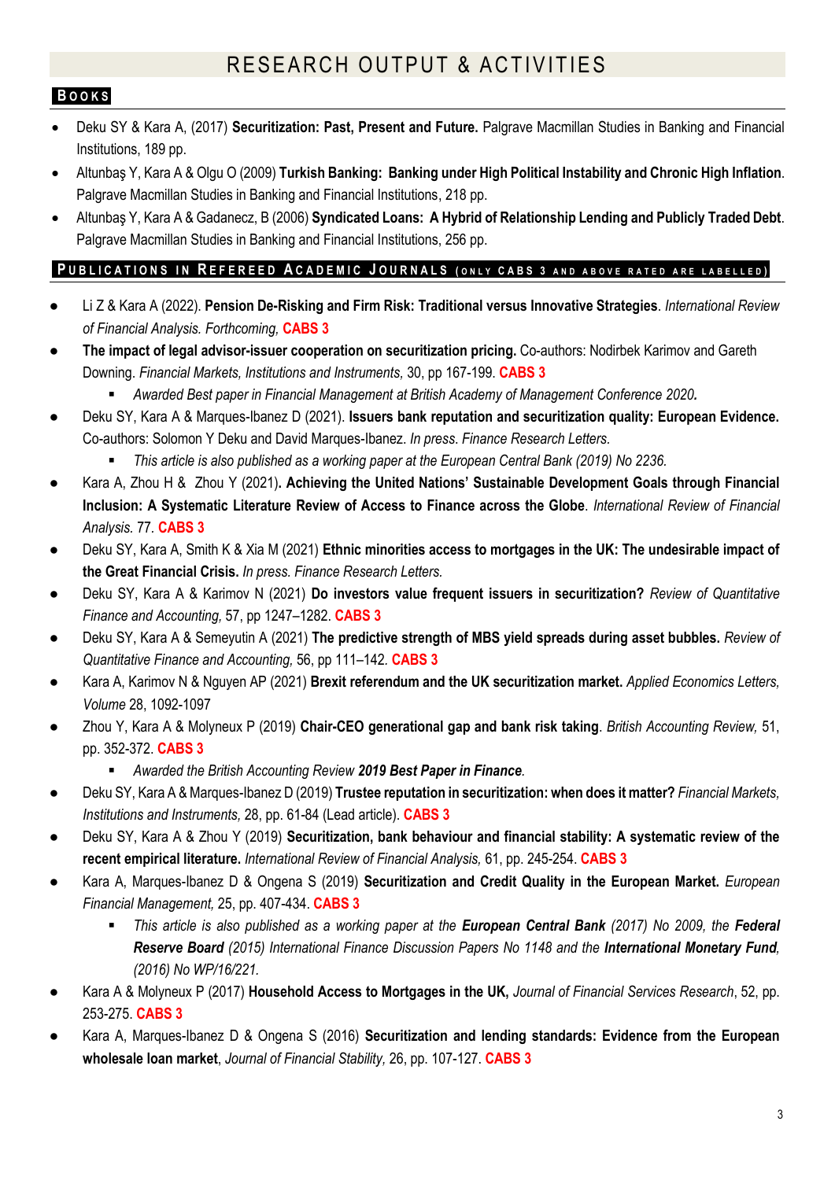# RESEARCH OUTPUT & ACTIVITIES

## BOOKS

- Deku SY & Kara A, (2017) **Securitization: Past, Present and Future.** Palgrave Macmillan Studies in Banking and Financial Institutions, 189 pp.
- Altunbaş Y, Kara A & Olgu O (2009) **Turkish Banking: Banking under High Political Instability and Chronic High Inflation**. Palgrave Macmillan Studies in Banking and Financial Institutions, 218 pp.
- Altunbaş Y, Kara A & Gadanecz, B (2006) **Syndicated Loans: A Hybrid of Relationship Lending and Publicly Traded Debt**. Palgrave Macmillan Studies in Banking and Financial Institutions, 256 pp.

## PUBLICATIONS IN REFEREED ACADEMIC JOURNALS (ONLY CABS 3 AND ABOVE RATED ARE LABELLED)

- Li Z & Kara A (2022). **Pension De-Risking and Firm Risk: Traditional versus Innovative Strategies**. *International Review of Financial Analysis. Forthcoming,* **CABS 3**
- **The impact of legal advisor-issuer cooperation on securitization pricing.** Co-authors: Nodirbek Karimov and Gareth Downing. *Financial Markets, Institutions and Instruments,* 30, pp 167-199. **CABS 3**
  - *Awarded Best paper in Financial Management at British Academy of Management Conference 2020.*
- Deku SY, Kara A & Marques-Ibanez D (2021). **Issuers bank reputation and securitization quality: European Evidence.** Co-authors: Solomon Y Deku and David Marques-Ibanez. *In press. Finance Research Letters.*
  - *This article is also published as a working paper at the European Central Bank (2019) No 2236.*
- Kara A, Zhou H & Zhou Y (2021)**. Achieving the United Nations' Sustainable Development Goals through Financial Inclusion: A Systematic Literature Review of Access to Finance across the Globe**. *International Review of Financial Analysis.* 77. **CABS 3**
- Deku SY, Kara A, Smith K & Xia M (2021) **Ethnic minorities access to mortgages in the UK: The undesirable impact of the Great Financial Crisis.** *In press. Finance Research Letters.*
- Deku SY, Kara A & Karimov N (2021) **Do investors value frequent issuers in securitization?** *Review of Quantitative Finance and Accounting,* 57, pp 1247–1282. **CABS 3**
- Deku SY, Kara A & Semeyutin A (2021) **The predictive strength of MBS yield spreads during asset bubbles.** *Review of Quantitative Finance and Accounting,* 56, pp 111–142. **CABS 3**
- Kara A, Karimov N & Nguyen AP (2021) **Brexit referendum and the UK securitization market.** *Applied Economics Letters, Volume* 28, 1092-1097
- Zhou Y, Kara A & Molyneux P (2019) **Chair-CEO generational gap and bank risk taking**. *British Accounting Review,* 51, pp. 352-372. **CABS 3**
  - *Awarded the British Accounting Review* ***2019 Best Paper in Finance****.*
- Deku SY, Kara A & Marques-Ibanez D (2019) **Trustee reputation in securitization: when does it matter?** *Financial Markets, Institutions and Instruments,* 28, pp. 61-84 (Lead article). **CABS 3**
- Deku SY, Kara A & Zhou Y (2019) **Securitization, bank behaviour and financial stability: A systematic review of the recent empirical literature.** *International Review of Financial Analysis,* 61, pp. 245-254. **CABS 3**
- Kara A, Marques-Ibanez D & Ongena S (2019) **Securitization and Credit Quality in the European Market.** *European Financial Management,* 25, pp. 407-434. **CABS 3**
  - *This article is also published as a working paper at the* ***European Central Bank*** *(2017) No 2009, the* ***Federal Reserve Board*** *(2015) International Finance Discussion Papers No 1148 and the* ***International Monetary Fund****, (2016) No WP/16/221.*
- Kara A & Molyneux P (2017) **Household Access to Mortgages in the UK,** *Journal of Financial Services Research*, 52, pp. 253-275. **CABS 3**
- Kara A, Marques-Ibanez D & Ongena S (2016) **Securitization and lending standards: Evidence from the European wholesale loan market**, *Journal of Financial Stability,* 26, pp. 107-127. **CABS 3**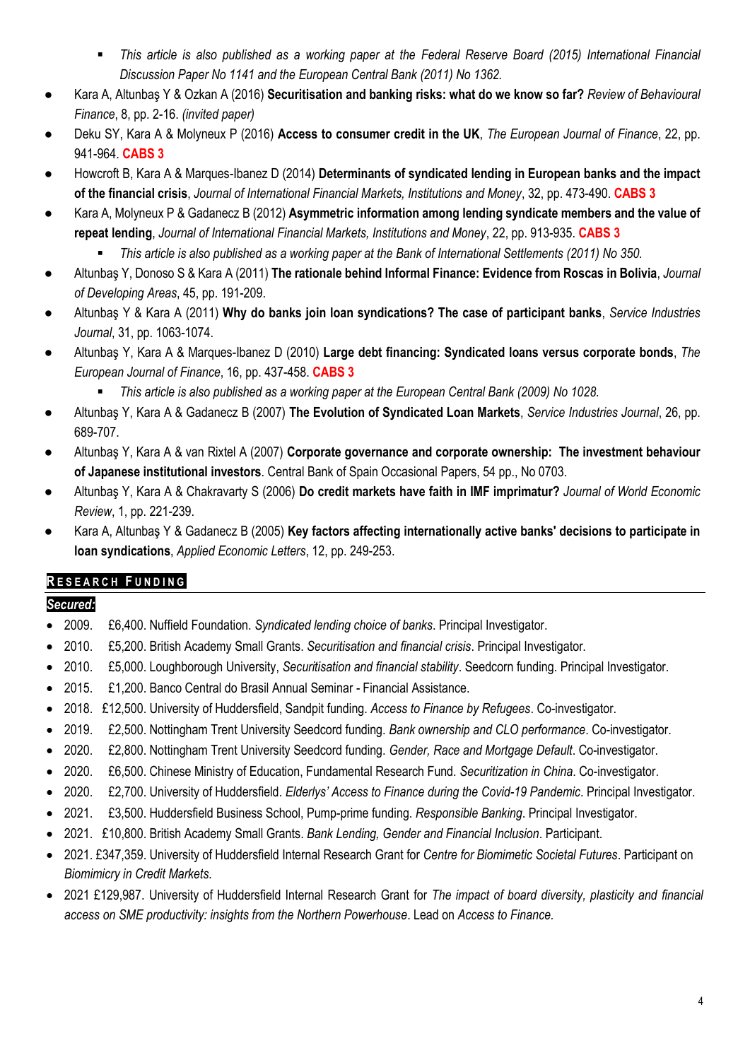- *This article is also published as a working paper at the Federal Reserve Board (2015) International Financial Discussion Paper No 1141 and the European Central Bank (2011) No 1362.*
- Kara A, Altunbaş Y & Ozkan A (2016) **Securitisation and banking risks: what do we know so far?** *Review of Behavioural Finance*, 8, pp. 2-16. *(invited paper)*
- Deku SY, Kara A & Molyneux P (2016) **Access to consumer credit in the UK**, *The European Journal of Finance*, 22, pp. 941-964. **CABS 3**
- Howcroft B, Kara A & Marques-Ibanez D (2014) **Determinants of syndicated lending in European banks and the impact of the financial crisis**, *Journal of International Financial Markets, Institutions and Money*, 32, pp. 473-490. **CABS 3**
- Kara A, Molyneux P & Gadanecz B (2012) **Asymmetric information among lending syndicate members and the value of repeat lending**, *Journal of International Financial Markets, Institutions and Money*, 22, pp. 913-935. **CABS 3**
    - *This article is also published as a working paper at the Bank of International Settlements (2011) No 350.*
- Altunbaş Y, Donoso S & Kara A (2011) **The rationale behind Informal Finance: Evidence from Roscas in Bolivia**, *Journal of Developing Areas*, 45, pp. 191-209.
- Altunbaş Y & Kara A (2011) **Why do banks join loan syndications? The case of participant banks**, *Service Industries Journal*, 31, pp. 1063-1074.
- Altunbaş Y, Kara A & Marques-Ibanez D (2010) **Large debt financing: Syndicated loans versus corporate bonds**, *The European Journal of Finance*, 16, pp. 437-458. **CABS 3**
    - *This article is also published as a working paper at the European Central Bank (2009) No 1028.*
- Altunbaş Y, Kara A & Gadanecz B (2007) **The Evolution of Syndicated Loan Markets**, *Service Industries Journal*, 26, pp. 689-707.
- Altunbaş Y, Kara A & van Rixtel A (2007) **Corporate governance and corporate ownership: The investment behaviour of Japanese institutional investors**. Central Bank of Spain Occasional Papers, 54 pp., No 0703.
- Altunbaş Y, Kara A & Chakravarty S (2006) **Do credit markets have faith in IMF imprimatur?** *Journal of World Economic Review*, 1, pp. 221-239.
- Kara A, Altunbaş Y & Gadanecz B (2005) **Key factors affecting internationally active banks' decisions to participate in loan syndications**, *Applied Economic Letters*, 12, pp. 249-253.

## RESEARCH FUNDING

***Secured:***

- 2009. £6,400. Nuffield Foundation. *Syndicated lending choice of banks*. Principal Investigator.
- 2010. £5,200. British Academy Small Grants. *Securitisation and financial crisis*. Principal Investigator.
- 2010. £5,000. Loughborough University, *Securitisation and financial stability*. Seedcorn funding. Principal Investigator.
- 2015. £1,200. Banco Central do Brasil Annual Seminar - Financial Assistance.
- 2018. £12,500. University of Huddersfield, Sandpit funding. *Access to Finance by Refugees*. Co-investigator.
- 2019. £2,500. Nottingham Trent University Seedcord funding. *Bank ownership and CLO performance*. Co-investigator.
- 2020. £2,800. Nottingham Trent University Seedcord funding. *Gender, Race and Mortgage Default*. Co-investigator.
- 2020. £6,500. Chinese Ministry of Education, Fundamental Research Fund. *Securitization in China*. Co-investigator.
- 2020. £2,700. University of Huddersfield. *Elderlys' Access to Finance during the Covid-19 Pandemic*. Principal Investigator.
- 2021. £3,500. Huddersfield Business School, Pump-prime funding. *Responsible Banking*. Principal Investigator.
- 2021. £10,800. British Academy Small Grants. *Bank Lending, Gender and Financial Inclusion*. Participant.
- 2021. £347,359. University of Huddersfield Internal Research Grant for *Centre for Biomimetic Societal Futures*. Participant on *Biomimicry in Credit Markets.*
- 2021 £129,987. University of Huddersfield Internal Research Grant for *The impact of board diversity, plasticity and financial access on SME productivity: insights from the Northern Powerhouse*. Lead on *Access to Finance.*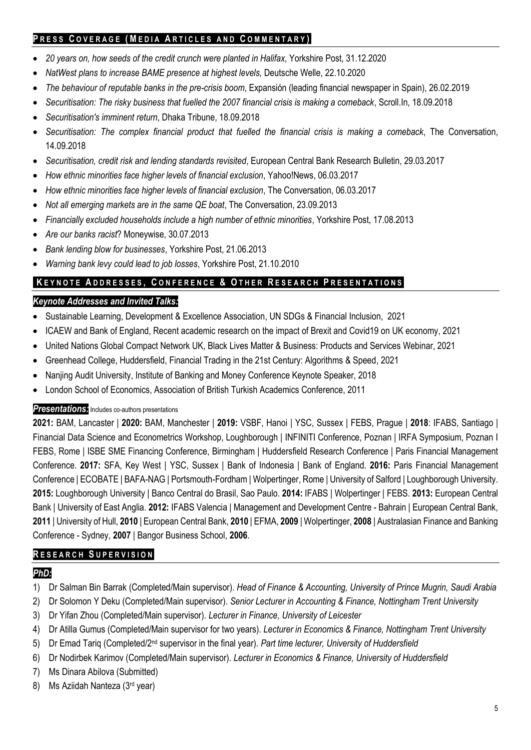## PRESS COVERAGE (MEDIA ARTICLES AND COMMENTARY)

- *20 years on, how seeds of the credit crunch were planted in Halifax,* Yorkshire Post, 31.12.2020
- *NatWest plans to increase BAME presence at highest levels,* Deutsche Welle, 22.10.2020
- *The behaviour of reputable banks in the pre-crisis boom*, Expansión (leading financial newspaper in Spain), 26.02.2019
- *Securitisation: The risky business that fuelled the 2007 financial crisis is making a comeback*, Scroll.In, 18.09.2018
- *Securitisation's imminent return*, Dhaka Tribune, 18.09.2018
- *Securitisation: The complex financial product that fuelled the financial crisis is making a comeback*, The Conversation, 14.09.2018
- *Securitisation, credit risk and lending standards revisited*, European Central Bank Research Bulletin, 29.03.2017
- *How ethnic minorities face higher levels of financial exclusion*, Yahoo!News, 06.03.2017
- *How ethnic minorities face higher levels of financial exclusion*, The Conversation, 06.03.2017
- *Not all emerging markets are in the same QE boat*, The Conversation, 23.09.2013
- *Financially excluded households include a high number of ethnic minorities*, Yorkshire Post, 17.08.2013
- *Are our banks racist*? Moneywise, 30.07.2013
- *Bank lending blow for businesses*, Yorkshire Post, 21.06.2013
- *Warning bank levy could lead to job losses*, Yorkshire Post, 21.10.2010

## KEYNOTE ADDRESSES, CONFERENCE & OTHER RESEARCH PRESENTATIONS

### *Keynote Addresses and Invited Talks:*

- Sustainable Learning, Development & Excellence Association, UN SDGs & Financial Inclusion, 2021
- ICAEW and Bank of England, Recent academic research on the impact of Brexit and Covid19 on UK economy, 2021
- United Nations Global Compact Network UK, Black Lives Matter & Business: Products and Services Webinar, 2021
- Greenhead College, Huddersfield, Financial Trading in the 21st Century: Algorithms & Speed, 2021
- Nanjing Audit University, Institute of Banking and Money Conference Keynote Speaker, 2018
- London School of Economics, Association of British Turkish Academics Conference, 2011

***Presentations:*** Includes co-authors presentations

**2021:** BAM, Lancaster | **2020:** BAM, Manchester | **2019:** VSBF, Hanoi | YSC, Sussex | FEBS, Prague | **2018**: IFABS, Santiago | Financial Data Science and Econometrics Workshop, Loughborough | INFINITI Conference, Poznan | IRFA Symposium, Poznan I FEBS, Rome | ISBE SME Financing Conference, Birmingham | Huddersfield Research Conference | Paris Financial Management Conference. **2017:** SFA, Key West | YSC, Sussex | Bank of Indonesia | Bank of England. **2016:** Paris Financial Management Conference | ECOBATE | BAFA-NAG | Portsmouth-Fordham | Wolpertinger, Rome | University of Salford | Loughborough University. **2015:** Loughborough University | Banco Central do Brasil, Sao Paulo. **2014:** IFABS | Wolpertinger | FEBS. **2013:** European Central Bank | University of East Anglia. **2012:** IFABS Valencia | Management and Development Centre - Bahrain | European Central Bank, **2011** | University of Hull, **2010** | European Central Bank, **2010** | EFMA, **2009** | Wolpertinger, **2008** | Australasian Finance and Banking Conference - Sydney, **2007** | Bangor Business School, **2006**.

## RESEARCH SUPERVISION

### *PhD:*

1) Dr Salman Bin Barrak (Completed/Main supervisor). *Head of Finance & Accounting, University of Prince Mugrin, Saudi Arabia*
2) Dr Solomon Y Deku (Completed/Main supervisor). *Senior Lecturer in Accounting & Finance, Nottingham Trent University*
3) Dr Yifan Zhou (Completed/Main supervisor). *Lecturer in Finance, University of Leicester*
4) Dr Atilla Gumus (Completed/Main supervisor for two years). *Lecturer in Economics & Finance, Nottingham Trent University*
5) Dr Emad Tariq (Completed/2nd supervisor in the final year). *Part time lecturer, University of Huddersfield*
6) Dr Nodirbek Karimov (Completed/Main supervisor). *Lecturer in Economics & Finance, University of Huddersfield*
7) Ms Dinara Abilova (Submitted)
8) Ms Aziidah Nanteza (3rd year)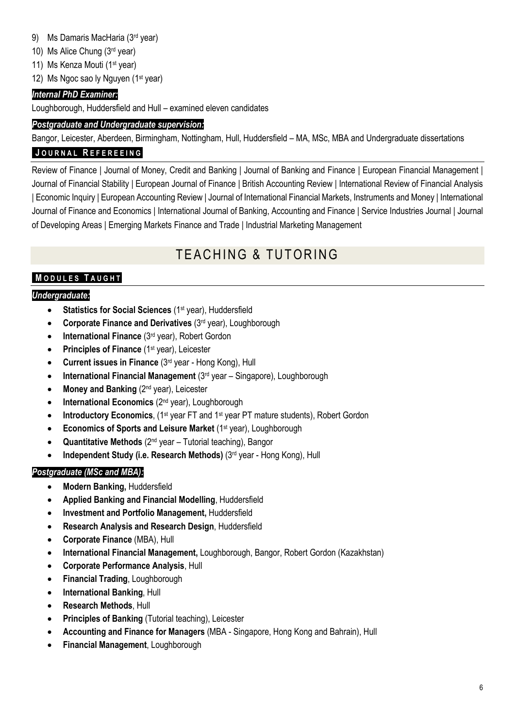9) Ms Damaris MacHaria (3rd year)
10) Ms Alice Chung (3rd year)
11) Ms Kenza Mouti (1st year)
12) Ms Ngoc sao ly Nguyen (1st year)

***Internal PhD Examiner:***

Loughborough, Huddersfield and Hull – examined eleven candidates

***Postgraduate and Undergraduate supervision:***

Bangor, Leicester, Aberdeen, Birmingham, Nottingham, Hull, Huddersfield – MA, MSc, MBA and Undergraduate dissertations

### JOURNAL REFEREEING

Review of Finance | Journal of Money, Credit and Banking | Journal of Banking and Finance | European Financial Management | Journal of Financial Stability | European Journal of Finance | British Accounting Review | International Review of Financial Analysis | Economic Inquiry | European Accounting Review | Journal of International Financial Markets, Instruments and Money | International Journal of Finance and Economics | International Journal of Banking, Accounting and Finance | Service Industries Journal | Journal of Developing Areas | Emerging Markets Finance and Trade | Industrial Marketing Management

## TEACHING & TUTORING

### MODULES TAUGHT

***Undergraduate:***

- **Statistics for Social Sciences** (1st year), Huddersfield
- **Corporate Finance and Derivatives** (3rd year), Loughborough
- **International Finance** (3rd year), Robert Gordon
- **Principles of Finance** (1st year), Leicester
- **Current issues in Finance** (3rd year - Hong Kong), Hull
- **International Financial Management** (3rd year – Singapore), Loughborough
- **Money and Banking** (2nd year), Leicester
- **International Economics** (2nd year), Loughborough
- **Introductory Economics**, (1st year FT and 1st year PT mature students), Robert Gordon
- **Economics of Sports and Leisure Market** (1st year), Loughborough
- **Quantitative Methods** (2nd year – Tutorial teaching), Bangor
- **Independent Study (i.e. Research Methods)** (3rd year - Hong Kong), Hull

***Postgraduate (MSc and MBA):***

- **Modern Banking,** Huddersfield
- **Applied Banking and Financial Modelling**, Huddersfield
- **Investment and Portfolio Management,** Huddersfield
- **Research Analysis and Research Design**, Huddersfield
- **Corporate Finance** (MBA), Hull
- **International Financial Management,** Loughborough, Bangor, Robert Gordon (Kazakhstan)
- **Corporate Performance Analysis**, Hull
- **Financial Trading**, Loughborough
- **International Banking**, Hull
- **Research Methods**, Hull
- **Principles of Banking** (Tutorial teaching), Leicester
- **Accounting and Finance for Managers** (MBA - Singapore, Hong Kong and Bahrain), Hull
- **Financial Management**, Loughborough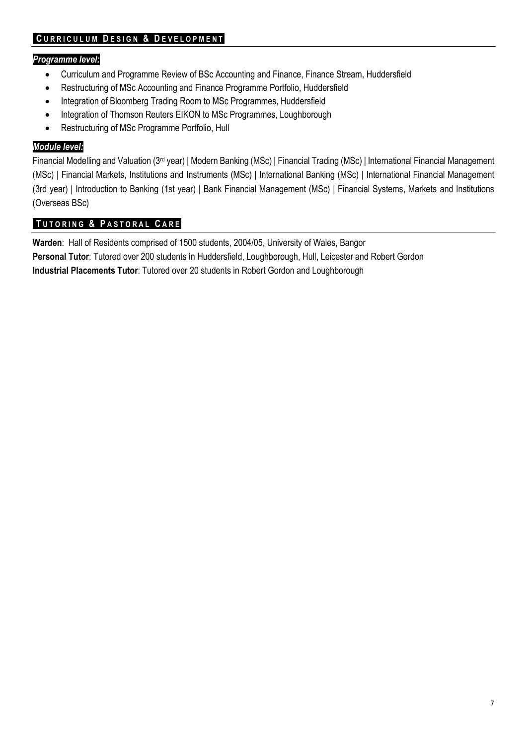## Curriculum Design & Development

***Programme level:***

- Curriculum and Programme Review of BSc Accounting and Finance, Finance Stream, Huddersfield
- Restructuring of MSc Accounting and Finance Programme Portfolio, Huddersfield
- Integration of Bloomberg Trading Room to MSc Programmes, Huddersfield
- Integration of Thomson Reuters EIKON to MSc Programmes, Loughborough
- Restructuring of MSc Programme Portfolio, Hull

***Module level:***

Financial Modelling and Valuation (3rd year) | Modern Banking (MSc) | Financial Trading (MSc) | International Financial Management (MSc) | Financial Markets, Institutions and Instruments (MSc) | International Banking (MSc) | International Financial Management (3rd year) | Introduction to Banking (1st year) | Bank Financial Management (MSc) | Financial Systems, Markets and Institutions (Overseas BSc)

## Tutoring & Pastoral Care

**Warden**: Hall of Residents comprised of 1500 students, 2004/05, University of Wales, Bangor

**Personal Tutor**: Tutored over 200 students in Huddersfield, Loughborough, Hull, Leicester and Robert Gordon

**Industrial Placements Tutor**: Tutored over 20 students in Robert Gordon and Loughborough